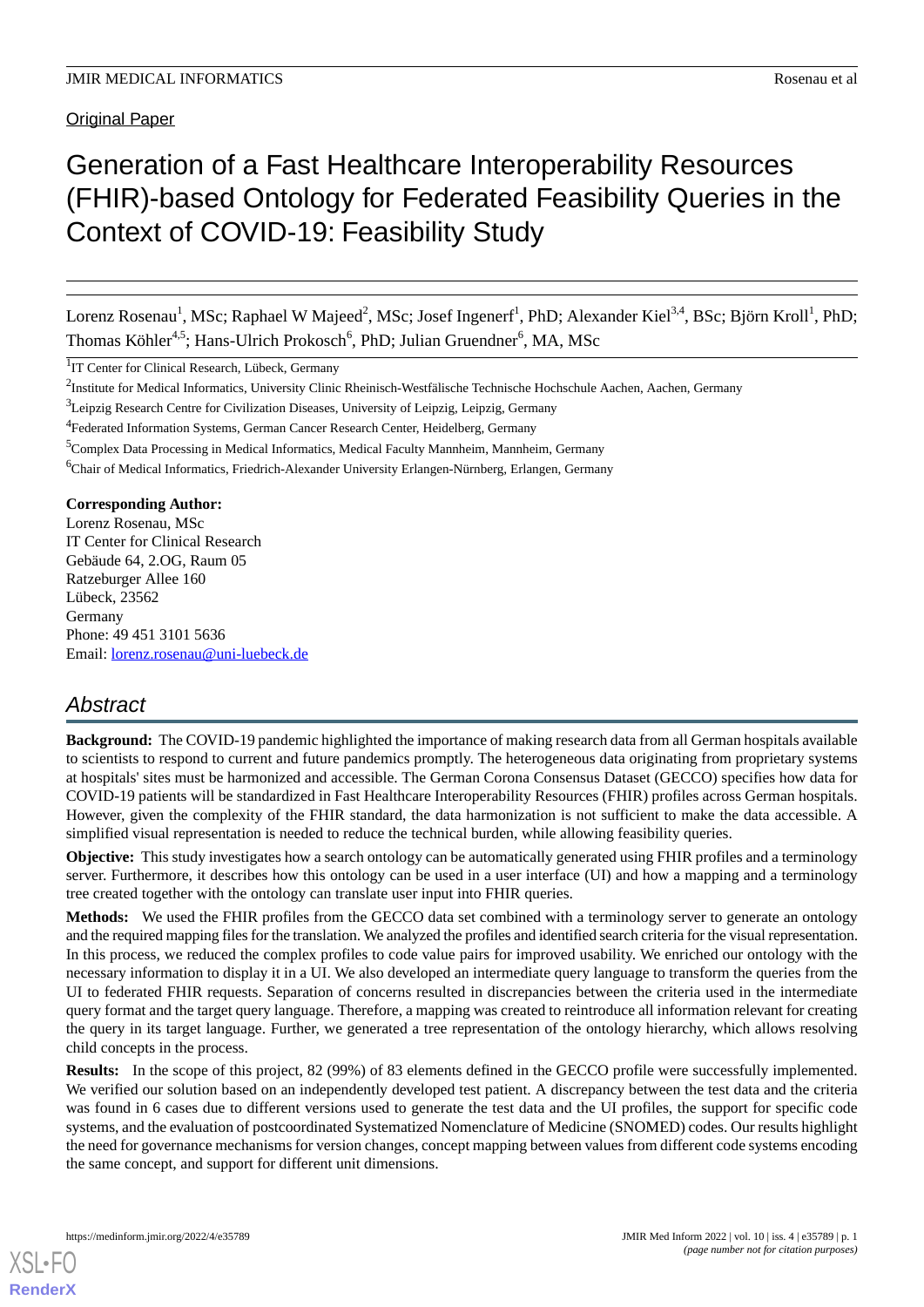Original Paper

# Generation of a Fast Healthcare Interoperability Resources (FHIR)-based Ontology for Federated Feasibility Queries in the Context of COVID-19: Feasibility Study

Lorenz Rosenau[1], MSc; Raphael W Majeed[2], MSc; Josef Ingenerf[1], PhD; Alexander Kiel[3,4], BSc; Björn Kroll[1], PhD; Thomas Köhler[4,5]; Hans-Ulrich Prokosch[6], PhD; Julian Gruendner[6], MA, MSc

[1]IT Center for Clinical Research, Lübeck, Germany

[2]Institute for Medical Informatics, University Clinic Rheinisch-Westfälische Technische Hochschule Aachen, Aachen, Germany

[3]Leipzig Research Centre for Civilization Diseases, University of Leipzig, Leipzig, Germany

[4]Federated Information Systems, German Cancer Research Center, Heidelberg, Germany

[5]Complex Data Processing in Medical Informatics, Medical Faculty Mannheim, Mannheim, Germany

[6]Chair of Medical Informatics, Friedrich-Alexander University Erlangen-Nürnberg, Erlangen, Germany

**Corresponding Author:**
Lorenz Rosenau, MSc
IT Center for Clinical Research
Gebäude 64, 2.OG, Raum 05
Ratzeburger Allee 160
Lübeck, 23562
Germany
Phone: 49 451 3101 5636
Email: lorenz.rosenau@uni-luebeck.de

## Abstract

**Background:** The COVID-19 pandemic highlighted the importance of making research data from all German hospitals available to scientists to respond to current and future pandemics promptly. The heterogeneous data originating from proprietary systems at hospitals' sites must be harmonized and accessible. The German Corona Consensus Dataset (GECCO) specifies how data for COVID-19 patients will be standardized in Fast Healthcare Interoperability Resources (FHIR) profiles across German hospitals. However, given the complexity of the FHIR standard, the data harmonization is not sufficient to make the data accessible. A simplified visual representation is needed to reduce the technical burden, while allowing feasibility queries.

**Objective:** This study investigates how a search ontology can be automatically generated using FHIR profiles and a terminology server. Furthermore, it describes how this ontology can be used in a user interface (UI) and how a mapping and a terminology tree created together with the ontology can translate user input into FHIR queries.

**Methods:** We used the FHIR profiles from the GECCO data set combined with a terminology server to generate an ontology and the required mapping files for the translation. We analyzed the profiles and identified search criteria for the visual representation. In this process, we reduced the complex profiles to code value pairs for improved usability. We enriched our ontology with the necessary information to display it in a UI. We also developed an intermediate query language to transform the queries from the UI to federated FHIR requests. Separation of concerns resulted in discrepancies between the criteria used in the intermediate query format and the target query language. Therefore, a mapping was created to reintroduce all information relevant for creating the query in its target language. Further, we generated a tree representation of the ontology hierarchy, which allows resolving child concepts in the process.

**Results:** In the scope of this project, 82 (99%) of 83 elements defined in the GECCO profile were successfully implemented. We verified our solution based on an independently developed test patient. A discrepancy between the test data and the criteria was found in 6 cases due to different versions used to generate the test data and the UI profiles, the support for specific code systems, and the evaluation of postcoordinated Systematized Nomenclature of Medicine (SNOMED) codes. Our results highlight the need for governance mechanisms for version changes, concept mapping between values from different code systems encoding the same concept, and support for different unit dimensions.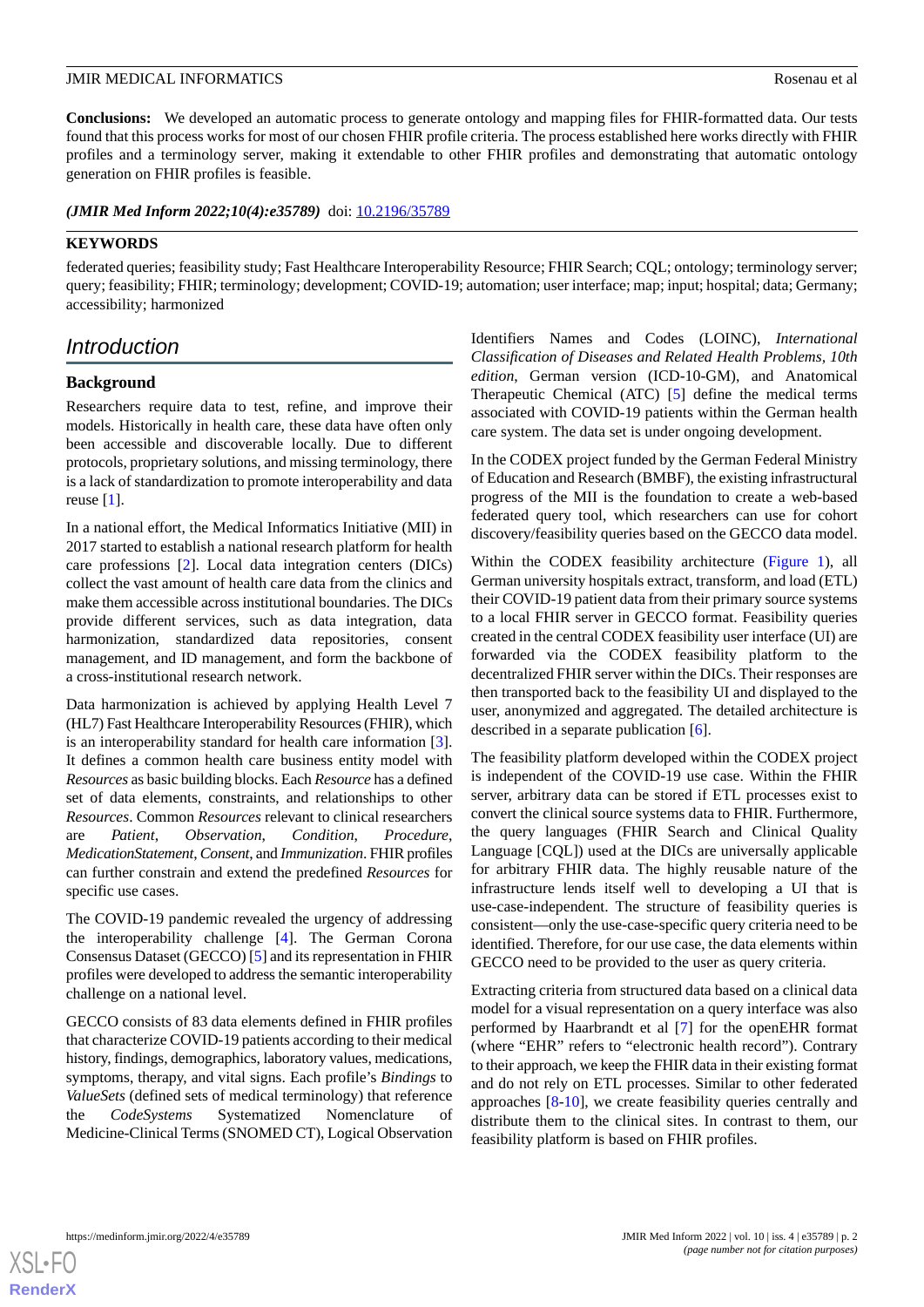**Conclusions:** We developed an automatic process to generate ontology and mapping files for FHIR-formatted data. Our tests found that this process works for most of our chosen FHIR profile criteria. The process established here works directly with FHIR profiles and a terminology server, making it extendable to other FHIR profiles and demonstrating that automatic ontology generation on FHIR profiles is feasible.

***(JMIR Med Inform 2022;10(4):e35789)*** doi: 10.2196/35789

**KEYWORDS**

federated queries; feasibility study; Fast Healthcare Interoperability Resource; FHIR Search; CQL; ontology; terminology server; query; feasibility; FHIR; terminology; development; COVID-19; automation; user interface; map; input; hospital; data; Germany; accessibility; harmonized

## Introduction

### Background

Researchers require data to test, refine, and improve their models. Historically in health care, these data have often only been accessible and discoverable locally. Due to different protocols, proprietary solutions, and missing terminology, there is a lack of standardization to promote interoperability and data reuse [1].

In a national effort, the Medical Informatics Initiative (MII) in 2017 started to establish a national research platform for health care professions [2]. Local data integration centers (DICs) collect the vast amount of health care data from the clinics and make them accessible across institutional boundaries. The DICs provide different services, such as data integration, data harmonization, standardized data repositories, consent management, and ID management, and form the backbone of a cross-institutional research network.

Data harmonization is achieved by applying Health Level 7 (HL7) Fast Healthcare Interoperability Resources (FHIR), which is an interoperability standard for health care information [3]. It defines a common health care business entity model with *Resources* as basic building blocks. Each *Resource* has a defined set of data elements, constraints, and relationships to other *Resources*. Common *Resources* relevant to clinical researchers are *Patient*, *Observation*, *Condition*, *Procedure*, *MedicationStatement*, *Consent*, and *Immunization*. FHIR profiles can further constrain and extend the predefined *Resources* for specific use cases.

The COVID-19 pandemic revealed the urgency of addressing the interoperability challenge [4]. The German Corona Consensus Dataset (GECCO) [5] and its representation in FHIR profiles were developed to address the semantic interoperability challenge on a national level.

GECCO consists of 83 data elements defined in FHIR profiles that characterize COVID-19 patients according to their medical history, findings, demographics, laboratory values, medications, symptoms, therapy, and vital signs. Each profile's *Bindings* to *ValueSets* (defined sets of medical terminology) that reference the *CodeSystems* Systematized Nomenclature of Medicine-Clinical Terms (SNOMED CT), Logical Observation Identifiers Names and Codes (LOINC), *International Classification of Diseases and Related Health Problems, 10th edition*, German version (ICD-10-GM), and Anatomical Therapeutic Chemical (ATC) [5] define the medical terms associated with COVID-19 patients within the German health care system. The data set is under ongoing development.

In the CODEX project funded by the German Federal Ministry of Education and Research (BMBF), the existing infrastructural progress of the MII is the foundation to create a web-based federated query tool, which researchers can use for cohort discovery/feasibility queries based on the GECCO data model.

Within the CODEX feasibility architecture (Figure 1), all German university hospitals extract, transform, and load (ETL) their COVID-19 patient data from their primary source systems to a local FHIR server in GECCO format. Feasibility queries created in the central CODEX feasibility user interface (UI) are forwarded via the CODEX feasibility platform to the decentralized FHIR server within the DICs. Their responses are then transported back to the feasibility UI and displayed to the user, anonymized and aggregated. The detailed architecture is described in a separate publication [6].

The feasibility platform developed within the CODEX project is independent of the COVID-19 use case. Within the FHIR server, arbitrary data can be stored if ETL processes exist to convert the clinical source systems data to FHIR. Furthermore, the query languages (FHIR Search and Clinical Quality Language [CQL]) used at the DICs are universally applicable for arbitrary FHIR data. The highly reusable nature of the infrastructure lends itself well to developing a UI that is use-case-independent. The structure of feasibility queries is consistent—only the use-case-specific query criteria need to be identified. Therefore, for our use case, the data elements within GECCO need to be provided to the user as query criteria.

Extracting criteria from structured data based on a clinical data model for a visual representation on a query interface was also performed by Haarbrandt et al [7] for the openEHR format (where "EHR" refers to "electronic health record"). Contrary to their approach, we keep the FHIR data in their existing format and do not rely on ETL processes. Similar to other federated approaches [8-10], we create feasibility queries centrally and distribute them to the clinical sites. In contrast to them, our feasibility platform is based on FHIR profiles.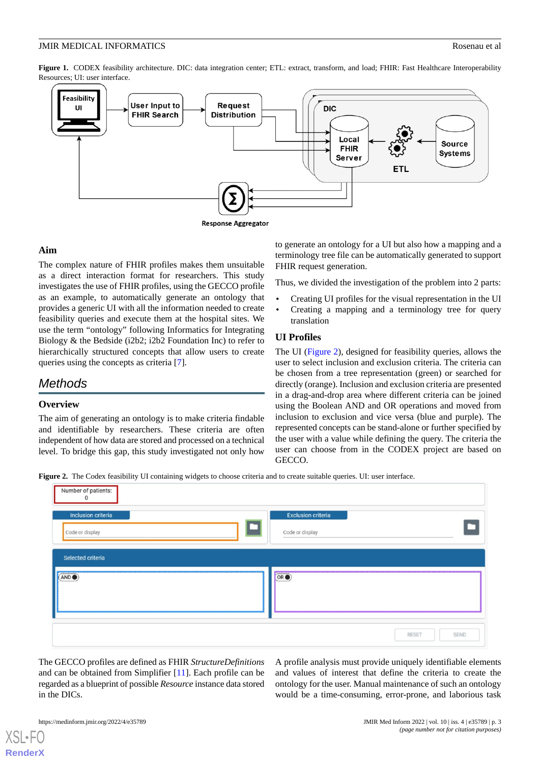**Figure 1.** CODEX feasibility architecture. DIC: data integration center; ETL: extract, transform, and load; FHIR: Fast Healthcare Interoperability Resources; UI: user interface.

### Aim

The complex nature of FHIR profiles makes them unsuitable as a direct interaction format for researchers. This study investigates the use of FHIR profiles, using the GECCO profile as an example, to automatically generate an ontology that provides a generic UI with all the information needed to create feasibility queries and execute them at the hospital sites. We use the term "ontology" following Informatics for Integrating Biology & the Bedside (i2b2; i2b2 Foundation Inc) to refer to hierarchically structured concepts that allow users to create queries using the concepts as criteria [7].

## Methods

### Overview

The aim of generating an ontology is to make criteria findable and identifiable by researchers. These criteria are often independent of how data are stored and processed on a technical level. To bridge this gap, this study investigated not only how to generate an ontology for a UI but also how a mapping and a terminology tree file can be automatically generated to support FHIR request generation.

Thus, we divided the investigation of the problem into 2 parts:

- Creating UI profiles for the visual representation in the UI
- Creating a mapping and a terminology tree for query translation

### UI Profiles

The UI (Figure 2), designed for feasibility queries, allows the user to select inclusion and exclusion criteria. The criteria can be chosen from a tree representation (green) or searched for directly (orange). Inclusion and exclusion criteria are presented in a drag-and-drop area where different criteria can be joined using the Boolean AND and OR operations and moved from inclusion to exclusion and vice versa (blue and purple). The represented concepts can be stand-alone or further specified by the user with a value while defining the query. The criteria the user can choose from in the CODEX project are based on GECCO.

**Figure 2.** The Codex feasibility UI containing widgets to choose criteria and to create suitable queries. UI: user interface.

The GECCO profiles are defined as FHIR *StructureDefinitions* and can be obtained from Simplifier [11]. Each profile can be regarded as a blueprint of possible *Resource* instance data stored in the DICs.

A profile analysis must provide uniquely identifiable elements and values of interest that define the criteria to create the ontology for the user. Manual maintenance of such an ontology would be a time-consuming, error-prone, and laborious task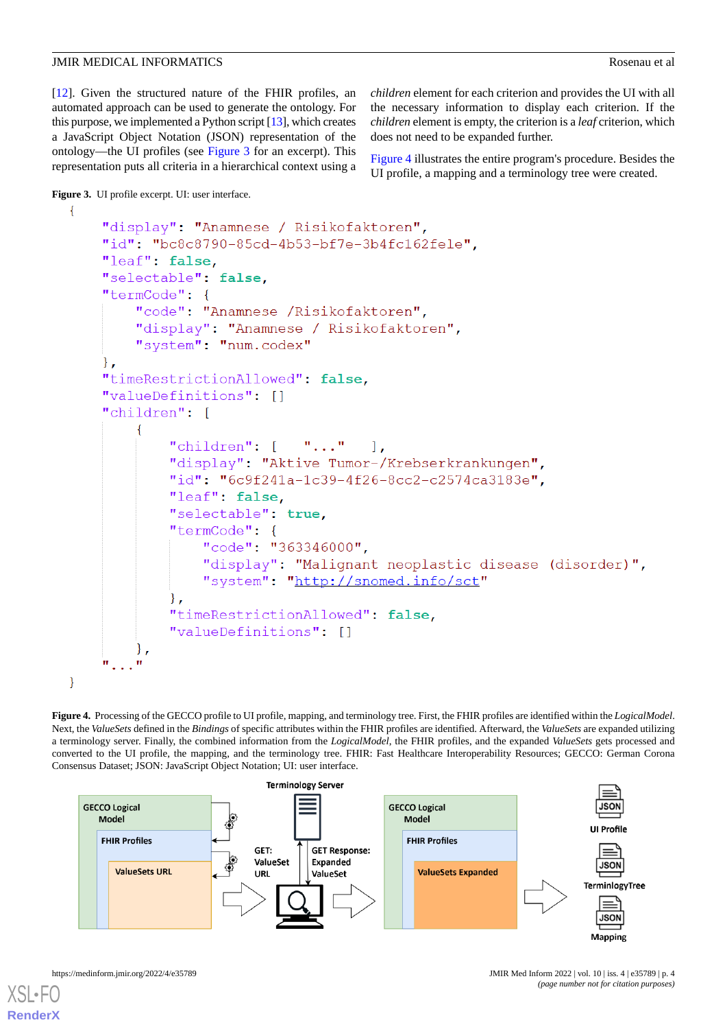[12]. Given the structured nature of the FHIR profiles, an automated approach can be used to generate the ontology. For this purpose, we implemented a Python script [13], which creates a JavaScript Object Notation (JSON) representation of the ontology—the UI profiles (see Figure 3 for an excerpt). This representation puts all criteria in a hierarchical context using a *children* element for each criterion and provides the UI with all the necessary information to display each criterion. If the *children* element is empty, the criterion is a *leaf* criterion, which does not need to be expanded further.

Figure 4 illustrates the entire program's procedure. Besides the UI profile, a mapping and a terminology tree were created.

**Figure 3.** UI profile excerpt. UI: user interface.

```
{
    "display": "Anamnese / Risikofaktoren",
    "id": "bc8c8790-85cd-4b53-bf7e-3b4fc162fe1e",
    "leaf": false,
    "selectable": false,
    "termCode": {
        "code": "Anamnese /Risikofaktoren",
        "display": "Anamnese / Risikofaktoren",
        "system": "num.codex"
    },
    "timeRestrictionAllowed": false,
    "valueDefinitions": []
    "children": [
        {
            "children": [   "..."   ],
            "display": "Aktive Tumor-/Krebserkrankungen",
            "id": "6c9f241a-1c39-4f26-8cc2-c2574ca3183e",
            "leaf": false,
            "selectable": true,
            "termCode": {
                "code": "363346000",
                "display": "Malignant neoplastic disease (disorder)",
                "system": "http://snomed.info/sct"
            },
            "timeRestrictionAllowed": false,
            "valueDefinitions": []
        },
    "..."
}
```

**Figure 4.** Processing of the GECCO profile to UI profile, mapping, and terminology tree. First, the FHIR profiles are identified within the *LogicalModel*. Next, the *ValueSets* defined in the *Bindings* of specific attributes within the FHIR profiles are identified. Afterward, the *ValueSets* are expanded utilizing a terminology server. Finally, the combined information from the *LogicalModel*, the FHIR profiles, and the expanded *ValueSets* gets processed and converted to the UI profile, the mapping, and the terminology tree. FHIR: Fast Healthcare Interoperability Resources; GECCO: German Corona Consensus Dataset; JSON: JavaScript Object Notation; UI: user interface.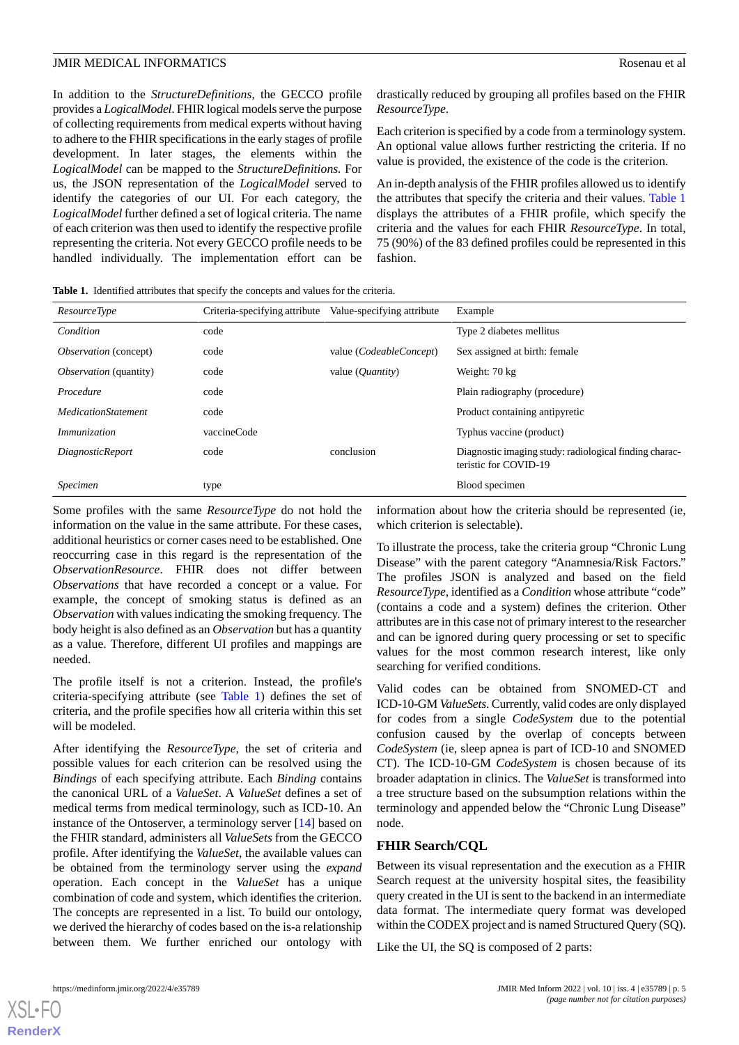In addition to the *StructureDefinitions*, the GECCO profile provides a *LogicalModel*. FHIR logical models serve the purpose of collecting requirements from medical experts without having to adhere to the FHIR specifications in the early stages of profile development. In later stages, the elements within the *LogicalModel* can be mapped to the *StructureDefinitions*. For us, the JSON representation of the *LogicalModel* served to identify the categories of our UI. For each category, the *LogicalModel* further defined a set of logical criteria. The name of each criterion was then used to identify the respective profile representing the criteria. Not every GECCO profile needs to be handled individually. The implementation effort can be drastically reduced by grouping all profiles based on the FHIR *ResourceType*.

Each criterion is specified by a code from a terminology system. An optional value allows further restricting the criteria. If no value is provided, the existence of the code is the criterion.

An in-depth analysis of the FHIR profiles allowed us to identify the attributes that specify the criteria and their values. Table 1 displays the attributes of a FHIR profile, which specify the criteria and the values for each FHIR *ResourceType*. In total, 75 (90%) of the 83 defined profiles could be represented in this fashion.

**Table 1.** Identified attributes that specify the concepts and values for the criteria.

| *ResourceType* | Criteria-specifying attribute | Value-specifying attribute | Example |
|---|---|---|---|
| *Condition* | code | | Type 2 diabetes mellitus |
| *Observation* (concept) | code | value (*CodeableConcept*) | Sex assigned at birth: female |
| *Observation* (quantity) | code | value (*Quantity*) | Weight: 70 kg |
| *Procedure* | code | | Plain radiography (procedure) |
| *MedicationStatement* | code | | Product containing antipyretic |
| *Immunization* | vaccineCode | | Typhus vaccine (product) |
| *DiagnosticReport* | code | conclusion | Diagnostic imaging study: radiological finding characteristic for COVID-19 |
| *Specimen* | type | | Blood specimen |

Some profiles with the same *ResourceType* do not hold the information on the value in the same attribute. For these cases, additional heuristics or corner cases need to be established. One reoccurring case in this regard is the representation of the *ObservationResource*. FHIR does not differ between *Observations* that have recorded a concept or a value. For example, the concept of smoking status is defined as an *Observation* with values indicating the smoking frequency. The body height is also defined as an *Observation* but has a quantity as a value. Therefore, different UI profiles and mappings are needed.

The profile itself is not a criterion. Instead, the profile's criteria-specifying attribute (see Table 1) defines the set of criteria, and the profile specifies how all criteria within this set will be modeled.

After identifying the *ResourceType*, the set of criteria and possible values for each criterion can be resolved using the *Bindings* of each specifying attribute. Each *Binding* contains the canonical URL of a *ValueSet*. A *ValueSet* defines a set of medical terms from medical terminology, such as ICD-10. An instance of the Ontoserver, a terminology server [14] based on the FHIR standard, administers all *ValueSets* from the GECCO profile. After identifying the *ValueSet*, the available values can be obtained from the terminology server using the *expand* operation. Each concept in the *ValueSet* has a unique combination of code and system, which identifies the criterion. The concepts are represented in a list. To build our ontology, we derived the hierarchy of codes based on the is-a relationship between them. We further enriched our ontology with information about how the criteria should be represented (ie, which criterion is selectable).

To illustrate the process, take the criteria group "Chronic Lung Disease" with the parent category "Anamnesia/Risk Factors." The profiles JSON is analyzed and based on the field *ResourceType*, identified as a *Condition* whose attribute "code" (contains a code and a system) defines the criterion. Other attributes are in this case not of primary interest to the researcher and can be ignored during query processing or set to specific values for the most common research interest, like only searching for verified conditions.

Valid codes can be obtained from SNOMED-CT and ICD-10-GM *ValueSets*. Currently, valid codes are only displayed for codes from a single *CodeSystem* due to the potential confusion caused by the overlap of concepts between *CodeSystem* (ie, sleep apnea is part of ICD-10 and SNOMED CT). The ICD-10-GM *CodeSystem* is chosen because of its broader adaptation in clinics. The *ValueSet* is transformed into a tree structure based on the subsumption relations within the terminology and appended below the "Chronic Lung Disease" node.

### FHIR Search/CQL

Between its visual representation and the execution as a FHIR Search request at the university hospital sites, the feasibility query created in the UI is sent to the backend in an intermediate data format. The intermediate query format was developed within the CODEX project and is named Structured Query (SQ).

Like the UI, the SQ is composed of 2 parts: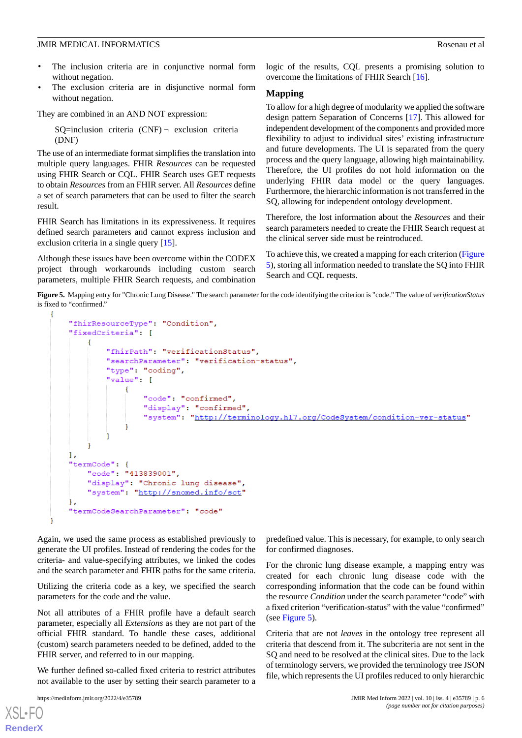- The inclusion criteria are in conjunctive normal form without negation.
- The exclusion criteria are in disjunctive normal form without negation.

They are combined in an AND NOT expression:

SQ=inclusion criteria (CNF) ¬ exclusion criteria (DNF)

The use of an intermediate format simplifies the translation into multiple query languages. FHIR *Resources* can be requested using FHIR Search or CQL. FHIR Search uses GET requests to obtain *Resources* from an FHIR server. All *Resources* define a set of search parameters that can be used to filter the search result.

FHIR Search has limitations in its expressiveness. It requires defined search parameters and cannot express inclusion and exclusion criteria in a single query [15].

Although these issues have been overcome within the CODEX project through workarounds including custom search parameters, multiple FHIR Search requests, and combination logic of the results, CQL presents a promising solution to overcome the limitations of FHIR Search [16].

## Mapping

To allow for a high degree of modularity we applied the software design pattern Separation of Concerns [17]. This allowed for independent development of the components and provided more flexibility to adjust to individual sites' existing infrastructure and future developments. The UI is separated from the query process and the query language, allowing high maintainability. Therefore, the UI profiles do not hold information on the underlying FHIR data model or the query languages. Furthermore, the hierarchic information is not transferred in the SQ, allowing for independent ontology development.

Therefore, the lost information about the *Resources* and their search parameters needed to create the FHIR Search request at the clinical server side must be reintroduced.

To achieve this, we created a mapping for each criterion (Figure 5), storing all information needed to translate the SQ into FHIR Search and CQL requests.

**Figure 5.** Mapping entry for "Chronic Lung Disease." The search parameter for the code identifying the criterion is "code." The value of *verificationStatus* is fixed to "confirmed."

```
{
    "fhirResourceType": "Condition",
    "fixedCriteria": [
        {
            "fhirPath": "verificationStatus",
            "searchParameter": "verification-status",
            "type": "coding",
            "value": [
                {
                    "code": "confirmed",
                    "display": "confirmed",
                    "system": "http://terminology.hl7.org/CodeSystem/condition-ver-status"
                }
            ]
        }
    ],
    "termCode": {
        "code": "413839001",
        "display": "Chronic lung disease",
        "system": "http://snomed.info/sct"
    },
    "termCodeSearchParameter": "code"
}
```

Again, we used the same process as established previously to generate the UI profiles. Instead of rendering the codes for the criteria- and value-specifying attributes, we linked the codes and the search parameter and FHIR paths for the same criteria.

Utilizing the criteria code as a key, we specified the search parameters for the code and the value.

Not all attributes of a FHIR profile have a default search parameter, especially all *Extensions* as they are not part of the official FHIR standard. To handle these cases, additional (custom) search parameters needed to be defined, added to the FHIR server, and referred to in our mapping.

We further defined so-called fixed criteria to restrict attributes not available to the user by setting their search parameter to a predefined value. This is necessary, for example, to only search for confirmed diagnoses.

For the chronic lung disease example, a mapping entry was created for each chronic lung disease code with the corresponding information that the code can be found within the resource *Condition* under the search parameter "code" with a fixed criterion "verification-status" with the value "confirmed" (see Figure 5).

Criteria that are not *leaves* in the ontology tree represent all criteria that descend from it. The subcriteria are not sent in the SQ and need to be resolved at the clinical sites. Due to the lack of terminology servers, we provided the terminology tree JSON file, which represents the UI profiles reduced to only hierarchic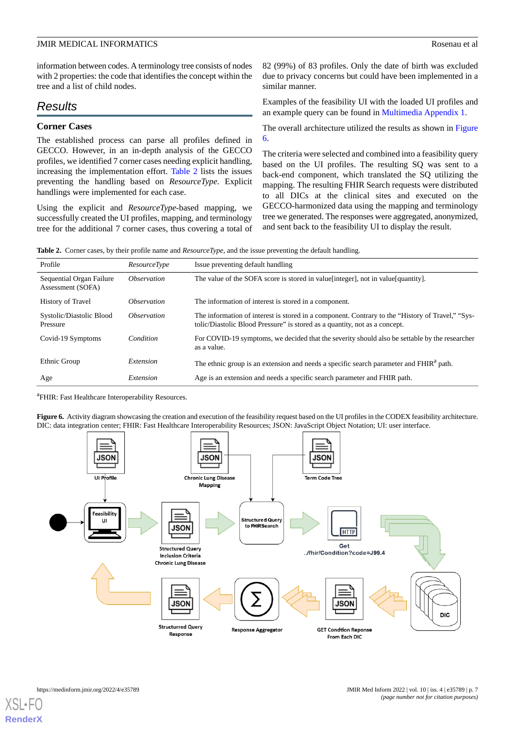information between codes. A terminology tree consists of nodes with 2 properties: the code that identifies the concept within the tree and a list of child nodes.

## Results

### Corner Cases

The established process can parse all profiles defined in GECCO. However, in an in-depth analysis of the GECCO profiles, we identified 7 corner cases needing explicit handling, increasing the implementation effort. Table 2 lists the issues preventing the handling based on *ResourceType*. Explicit handlings were implemented for each case.

Using the explicit and *ResourceType*-based mapping, we successfully created the UI profiles, mapping, and terminology tree for the additional 7 corner cases, thus covering a total of 82 (99%) of 83 profiles. Only the date of birth was excluded due to privacy concerns but could have been implemented in a similar manner.

Examples of the feasibility UI with the loaded UI profiles and an example query can be found in Multimedia Appendix 1.

The overall architecture utilized the results as shown in Figure 6.

The criteria were selected and combined into a feasibility query based on the UI profiles. The resulting SQ was sent to a back-end component, which translated the SQ utilizing the mapping. The resulting FHIR Search requests were distributed to all DICs at the clinical sites and executed on the GECCO-harmonized data using the mapping and terminology tree we generated. The responses were aggregated, anonymized, and sent back to the feasibility UI to display the result.

**Table 2.** Corner cases, by their profile name and *ResourceType*, and the issue preventing the default handling.

| Profile | *ResourceType* | Issue preventing default handling |
|---|---|---|
| Sequential Organ Failure Assessment (SOFA) | *Observation* | The value of the SOFA score is stored in value[integer], not in value[quantity]. |
| History of Travel | *Observation* | The information of interest is stored in a component. |
| Systolic/Diastolic Blood Pressure | *Observation* | The information of interest is stored in a component. Contrary to the “History of Travel,” “Systolic/Diastolic Blood Pressure” is stored as a quantity, not as a concept. |
| Covid-19 Symptoms | *Condition* | For COVID-19 symptoms, we decided that the severity should also be settable by the researcher as a value. |
| Ethnic Group | *Extension* | The ethnic group is an extension and needs a specific search parameter and FHIR[a] path. |
| Age | *Extension* | Age is an extension and needs a specific search parameter and FHIR path. |

[a]FHIR: Fast Healthcare Interoperability Resources.

**Figure 6.** Activity diagram showcasing the creation and execution of the feasibility request based on the UI profiles in the CODEX feasibility architecture. DIC: data integration center; FHIR: Fast Healthcare Interoperability Resources; JSON: JavaScript Object Notation; UI: user interface.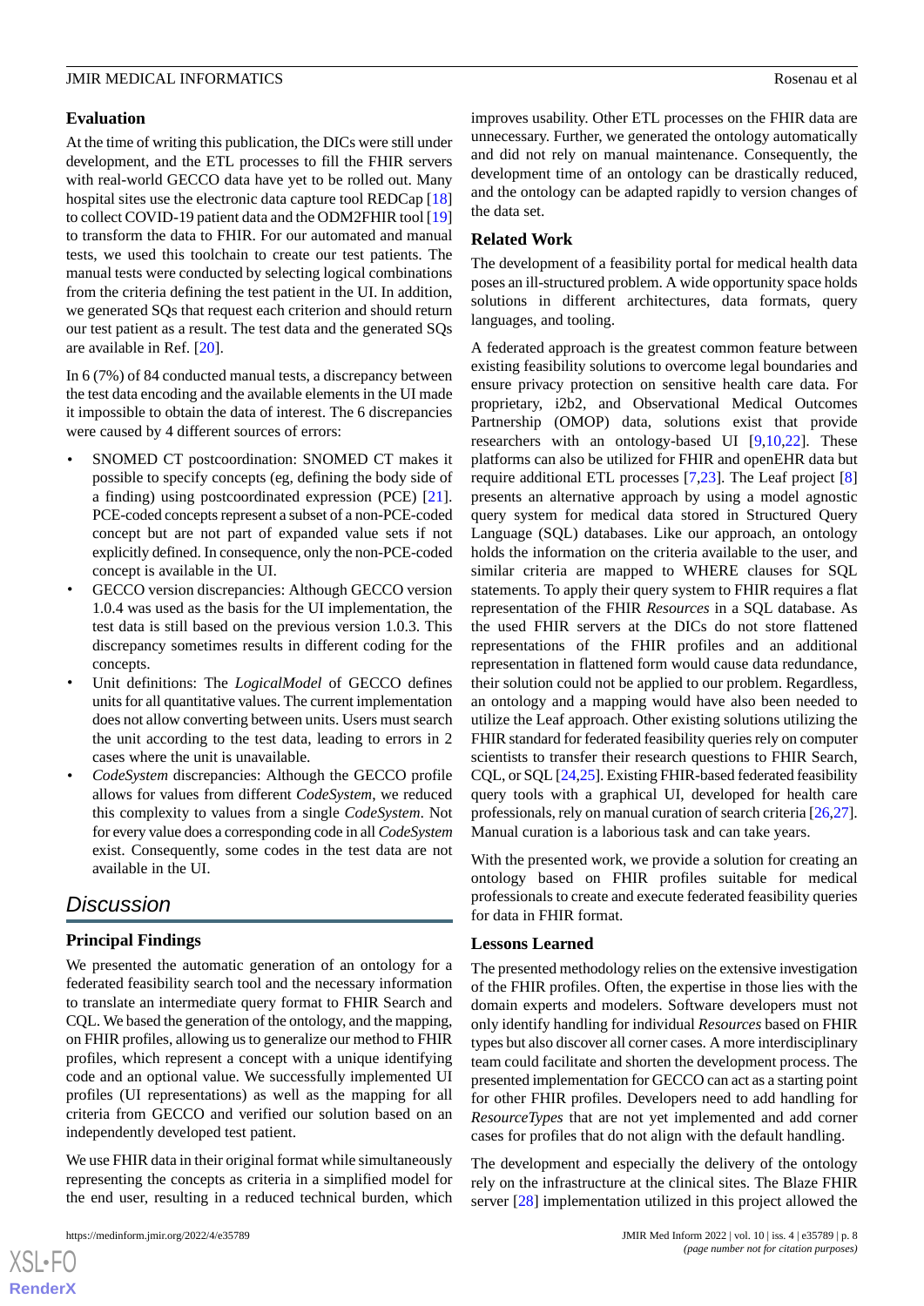### Evaluation

At the time of writing this publication, the DICs were still under development, and the ETL processes to fill the FHIR servers with real-world GECCO data have yet to be rolled out. Many hospital sites use the electronic data capture tool REDCap [18] to collect COVID-19 patient data and the ODM2FHIR tool [19] to transform the data to FHIR. For our automated and manual tests, we used this toolchain to create our test patients. The manual tests were conducted by selecting logical combinations from the criteria defining the test patient in the UI. In addition, we generated SQs that request each criterion and should return our test patient as a result. The test data and the generated SQs are available in Ref. [20].

In 6 (7%) of 84 conducted manual tests, a discrepancy between the test data encoding and the available elements in the UI made it impossible to obtain the data of interest. The 6 discrepancies were caused by 4 different sources of errors:

- SNOMED CT postcoordination: SNOMED CT makes it possible to specify concepts (eg, defining the body side of a finding) using postcoordinated expression (PCE) [21]. PCE-coded concepts represent a subset of a non-PCE-coded concept but are not part of expanded value sets if not explicitly defined. In consequence, only the non-PCE-coded concept is available in the UI.
- GECCO version discrepancies: Although GECCO version 1.0.4 was used as the basis for the UI implementation, the test data is still based on the previous version 1.0.3. This discrepancy sometimes results in different coding for the concepts.
- Unit definitions: The *LogicalModel* of GECCO defines units for all quantitative values. The current implementation does not allow converting between units. Users must search the unit according to the test data, leading to errors in 2 cases where the unit is unavailable.
- *CodeSystem* discrepancies: Although the GECCO profile allows for values from different *CodeSystem*, we reduced this complexity to values from a single *CodeSystem*. Not for every value does a corresponding code in all *CodeSystem* exist. Consequently, some codes in the test data are not available in the UI.

## Discussion

### Principal Findings

We presented the automatic generation of an ontology for a federated feasibility search tool and the necessary information to translate an intermediate query format to FHIR Search and CQL. We based the generation of the ontology, and the mapping, on FHIR profiles, allowing us to generalize our method to FHIR profiles, which represent a concept with a unique identifying code and an optional value. We successfully implemented UI profiles (UI representations) as well as the mapping for all criteria from GECCO and verified our solution based on an independently developed test patient.

We use FHIR data in their original format while simultaneously representing the concepts as criteria in a simplified model for the end user, resulting in a reduced technical burden, which improves usability. Other ETL processes on the FHIR data are unnecessary. Further, we generated the ontology automatically and did not rely on manual maintenance. Consequently, the development time of an ontology can be drastically reduced, and the ontology can be adapted rapidly to version changes of the data set.

### Related Work

The development of a feasibility portal for medical health data poses an ill-structured problem. A wide opportunity space holds solutions in different architectures, data formats, query languages, and tooling.

A federated approach is the greatest common feature between existing feasibility solutions to overcome legal boundaries and ensure privacy protection on sensitive health care data. For proprietary, i2b2, and Observational Medical Outcomes Partnership (OMOP) data, solutions exist that provide researchers with an ontology-based UI [9,10,22]. These platforms can also be utilized for FHIR and openEHR data but require additional ETL processes [7,23]. The Leaf project [8] presents an alternative approach by using a model agnostic query system for medical data stored in Structured Query Language (SQL) databases. Like our approach, an ontology holds the information on the criteria available to the user, and similar criteria are mapped to WHERE clauses for SQL statements. To apply their query system to FHIR requires a flat representation of the FHIR *Resources* in a SQL database. As the used FHIR servers at the DICs do not store flattened representations of the FHIR profiles and an additional representation in flattened form would cause data redundance, their solution could not be applied to our problem. Regardless, an ontology and a mapping would have also been needed to utilize the Leaf approach. Other existing solutions utilizing the FHIR standard for federated feasibility queries rely on computer scientists to transfer their research questions to FHIR Search, CQL, or SQL [24,25]. Existing FHIR-based federated feasibility query tools with a graphical UI, developed for health care professionals, rely on manual curation of search criteria [26,27]. Manual curation is a laborious task and can take years.

With the presented work, we provide a solution for creating an ontology based on FHIR profiles suitable for medical professionals to create and execute federated feasibility queries for data in FHIR format.

### Lessons Learned

The presented methodology relies on the extensive investigation of the FHIR profiles. Often, the expertise in those lies with the domain experts and modelers. Software developers must not only identify handling for individual *Resources* based on FHIR types but also discover all corner cases. A more interdisciplinary team could facilitate and shorten the development process. The presented implementation for GECCO can act as a starting point for other FHIR profiles. Developers need to add handling for *ResourceTypes* that are not yet implemented and add corner cases for profiles that do not align with the default handling.

The development and especially the delivery of the ontology rely on the infrastructure at the clinical sites. The Blaze FHIR server [28] implementation utilized in this project allowed the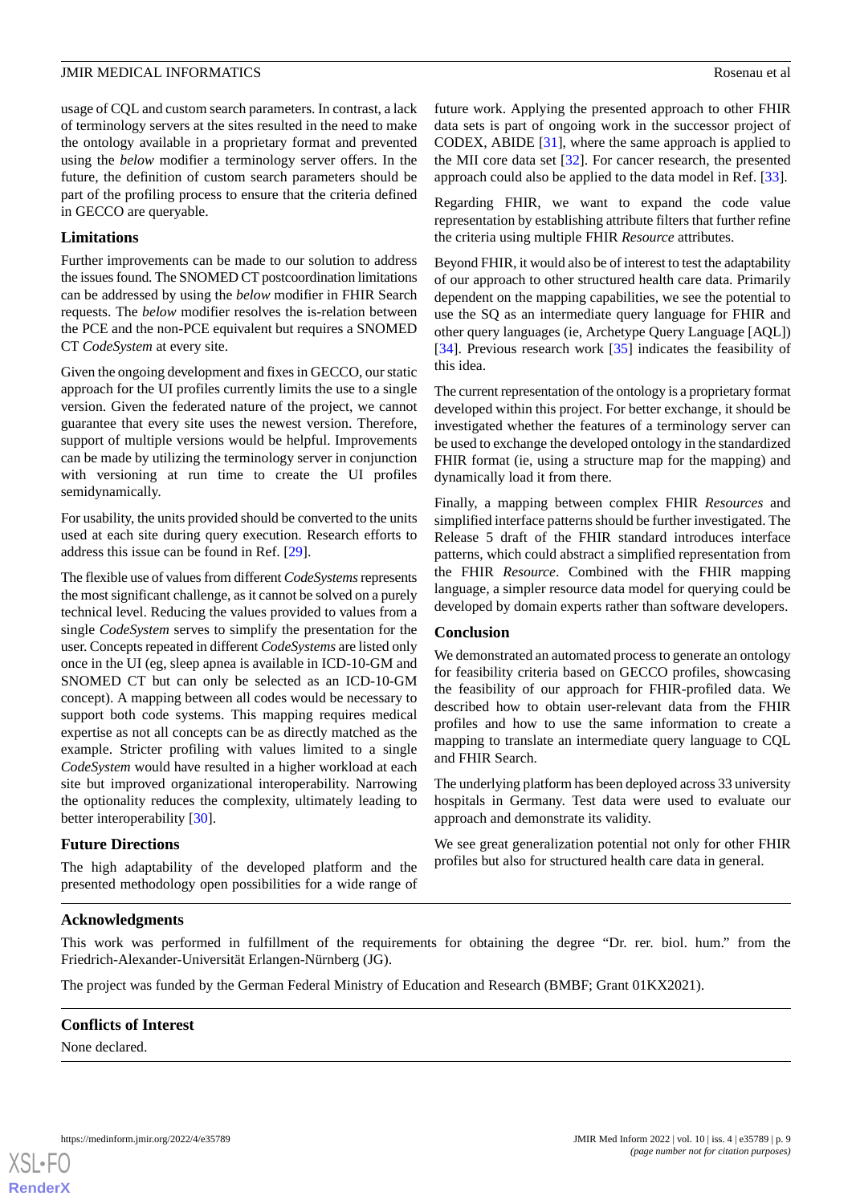usage of CQL and custom search parameters. In contrast, a lack of terminology servers at the sites resulted in the need to make the ontology available in a proprietary format and prevented using the *below* modifier a terminology server offers. In the future, the definition of custom search parameters should be part of the profiling process to ensure that the criteria defined in GECCO are queryable.

### Limitations

Further improvements can be made to our solution to address the issues found. The SNOMED CT postcoordination limitations can be addressed by using the *below* modifier in FHIR Search requests. The *below* modifier resolves the is-relation between the PCE and the non-PCE equivalent but requires a SNOMED CT *CodeSystem* at every site.

Given the ongoing development and fixes in GECCO, our static approach for the UI profiles currently limits the use to a single version. Given the federated nature of the project, we cannot guarantee that every site uses the newest version. Therefore, support of multiple versions would be helpful. Improvements can be made by utilizing the terminology server in conjunction with versioning at run time to create the UI profiles semidynamically.

For usability, the units provided should be converted to the units used at each site during query execution. Research efforts to address this issue can be found in Ref. [29].

The flexible use of values from different *CodeSystems* represents the most significant challenge, as it cannot be solved on a purely technical level. Reducing the values provided to values from a single *CodeSystem* serves to simplify the presentation for the user. Concepts repeated in different *CodeSystems* are listed only once in the UI (eg, sleep apnea is available in ICD-10-GM and SNOMED CT but can only be selected as an ICD-10-GM concept). A mapping between all codes would be necessary to support both code systems. This mapping requires medical expertise as not all concepts can be as directly matched as the example. Stricter profiling with values limited to a single *CodeSystem* would have resulted in a higher workload at each site but improved organizational interoperability. Narrowing the optionality reduces the complexity, ultimately leading to better interoperability [30].

### Future Directions

The high adaptability of the developed platform and the presented methodology open possibilities for a wide range of future work. Applying the presented approach to other FHIR data sets is part of ongoing work in the successor project of CODEX, ABIDE [31], where the same approach is applied to the MII core data set [32]. For cancer research, the presented approach could also be applied to the data model in Ref. [33].

Regarding FHIR, we want to expand the code value representation by establishing attribute filters that further refine the criteria using multiple FHIR *Resource* attributes.

Beyond FHIR, it would also be of interest to test the adaptability of our approach to other structured health care data. Primarily dependent on the mapping capabilities, we see the potential to use the SQ as an intermediate query language for FHIR and other query languages (ie, Archetype Query Language [AQL]) [34]. Previous research work [35] indicates the feasibility of this idea.

The current representation of the ontology is a proprietary format developed within this project. For better exchange, it should be investigated whether the features of a terminology server can be used to exchange the developed ontology in the standardized FHIR format (ie, using a structure map for the mapping) and dynamically load it from there.

Finally, a mapping between complex FHIR *Resources* and simplified interface patterns should be further investigated. The Release 5 draft of the FHIR standard introduces interface patterns, which could abstract a simplified representation from the FHIR *Resource*. Combined with the FHIR mapping language, a simpler resource data model for querying could be developed by domain experts rather than software developers.

## Conclusion

We demonstrated an automated process to generate an ontology for feasibility criteria based on GECCO profiles, showcasing the feasibility of our approach for FHIR-profiled data. We described how to obtain user-relevant data from the FHIR profiles and how to use the same information to create a mapping to translate an intermediate query language to CQL and FHIR Search.

The underlying platform has been deployed across 33 university hospitals in Germany. Test data were used to evaluate our approach and demonstrate its validity.

We see great generalization potential not only for other FHIR profiles but also for structured health care data in general.

## Acknowledgments

This work was performed in fulfillment of the requirements for obtaining the degree "Dr. rer. biol. hum." from the Friedrich-Alexander-Universität Erlangen-Nürnberg (JG).

The project was funded by the German Federal Ministry of Education and Research (BMBF; Grant 01KX2021).

## Conflicts of Interest

None declared.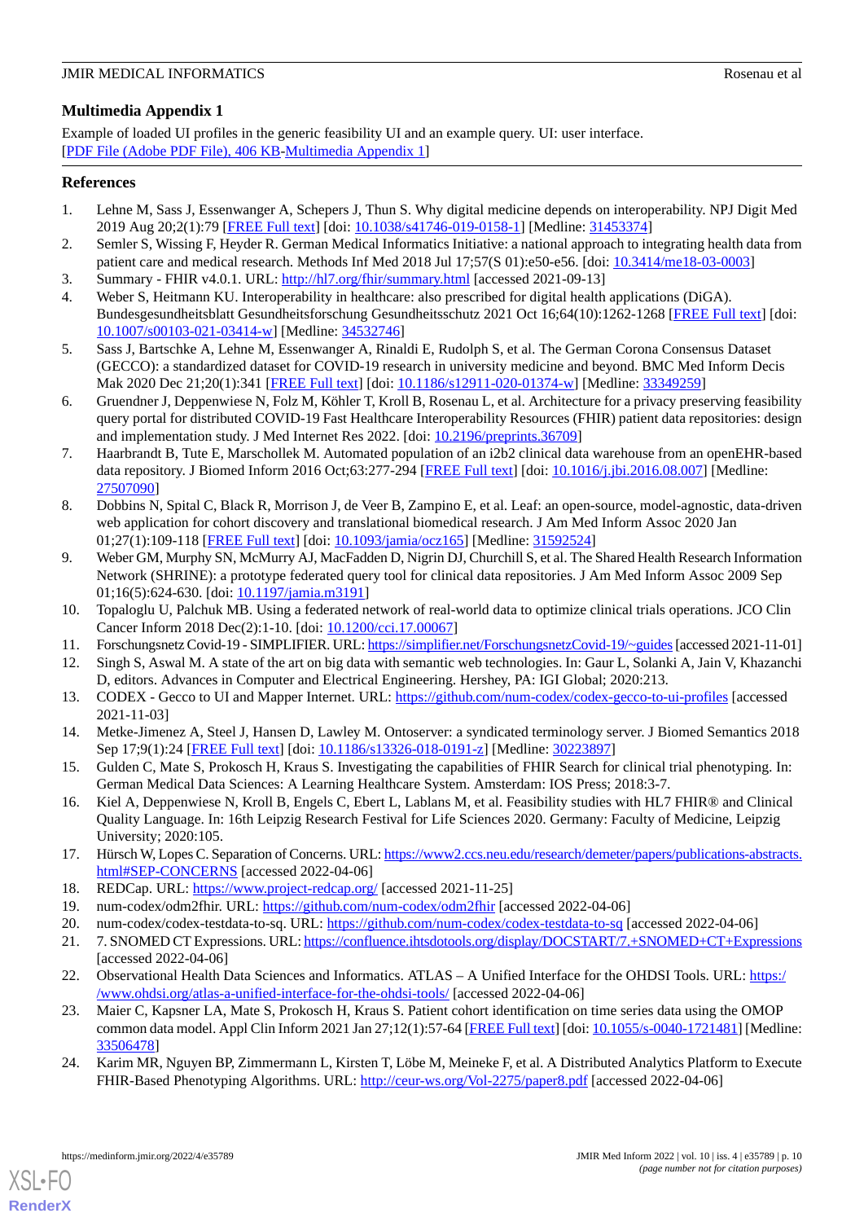## Multimedia Appendix 1

Example of loaded UI profiles in the generic feasibility UI and an example query. UI: user interface.
[PDF File (Adobe PDF File), 406 KB-Multimedia Appendix 1]

## References

1. Lehne M, Sass J, Essenwanger A, Schepers J, Thun S. Why digital medicine depends on interoperability. NPJ Digit Med 2019 Aug 20;2(1):79 [FREE Full text] [doi: 10.1038/s41746-019-0158-1] [Medline: 31453374]
2. Semler S, Wissing F, Heyder R. German Medical Informatics Initiative: a national approach to integrating health data from patient care and medical research. Methods Inf Med 2018 Jul 17;57(S 01):e50-e56. [doi: 10.3414/me18-03-0003]
3. Summary - FHIR v4.0.1. URL: http://hl7.org/fhir/summary.html [accessed 2021-09-13]
4. Weber S, Heitmann KU. Interoperability in healthcare: also prescribed for digital health applications (DiGA). Bundesgesundheitsblatt Gesundheitsforschung Gesundheitsschutz 2021 Oct 16;64(10):1262-1268 [FREE Full text] [doi: 10.1007/s00103-021-03414-w] [Medline: 34532746]
5. Sass J, Bartschke A, Lehne M, Essenwanger A, Rinaldi E, Rudolph S, et al. The German Corona Consensus Dataset (GECCO): a standardized dataset for COVID-19 research in university medicine and beyond. BMC Med Inform Decis Mak 2020 Dec 21;20(1):341 [FREE Full text] [doi: 10.1186/s12911-020-01374-w] [Medline: 33349259]
6. Gruendner J, Deppenwiese N, Folz M, Köhler T, Kroll B, Rosenau L, et al. Architecture for a privacy preserving feasibility query portal for distributed COVID-19 Fast Healthcare Interoperability Resources (FHIR) patient data repositories: design and implementation study. J Med Internet Res 2022. [doi: 10.2196/preprints.36709]
7. Haarbrandt B, Tute E, Marschollek M. Automated population of an i2b2 clinical data warehouse from an openEHR-based data repository. J Biomed Inform 2016 Oct;63:277-294 [FREE Full text] [doi: 10.1016/j.jbi.2016.08.007] [Medline: 27507090]
8. Dobbins N, Spital C, Black R, Morrison J, de Veer B, Zampino E, et al. Leaf: an open-source, model-agnostic, data-driven web application for cohort discovery and translational biomedical research. J Am Med Inform Assoc 2020 Jan 01;27(1):109-118 [FREE Full text] [doi: 10.1093/jamia/ocz165] [Medline: 31592524]
9. Weber GM, Murphy SN, McMurry AJ, MacFadden D, Nigrin DJ, Churchill S, et al. The Shared Health Research Information Network (SHRINE): a prototype federated query tool for clinical data repositories. J Am Med Inform Assoc 2009 Sep 01;16(5):624-630. [doi: 10.1197/jamia.m3191]
10. Topaloglu U, Palchuk MB. Using a federated network of real-world data to optimize clinical trials operations. JCO Clin Cancer Inform 2018 Dec(2):1-10. [doi: 10.1200/cci.17.00067]
11. Forschungsnetz Covid-19 - SIMPLIFIER. URL: https://simplifier.net/ForschungsnetzCovid-19/~guides [accessed 2021-11-01]
12. Singh S, Aswal M. A state of the art on big data with semantic web technologies. In: Gaur L, Solanki A, Jain V, Khazanchi D, editors. Advances in Computer and Electrical Engineering. Hershey, PA: IGI Global; 2020:213.
13. CODEX - Gecco to UI and Mapper Internet. URL: https://github.com/num-codex/codex-gecco-to-ui-profiles [accessed 2021-11-03]
14. Metke-Jimenez A, Steel J, Hansen D, Lawley M. Ontoserver: a syndicated terminology server. J Biomed Semantics 2018 Sep 17;9(1):24 [FREE Full text] [doi: 10.1186/s13326-018-0191-z] [Medline: 30223897]
15. Gulden C, Mate S, Prokosch H, Kraus S. Investigating the capabilities of FHIR Search for clinical trial phenotyping. In: German Medical Data Sciences: A Learning Healthcare System. Amsterdam: IOS Press; 2018:3-7.
16. Kiel A, Deppenwiese N, Kroll B, Engels C, Ebert L, Lablans M, et al. Feasibility studies with HL7 FHIR® and Clinical Quality Language. In: 16th Leipzig Research Festival for Life Sciences 2020. Germany: Faculty of Medicine, Leipzig University; 2020:105.
17. Hürsch W, Lopes C. Separation of Concerns. URL: https://www2.ccs.neu.edu/research/demeter/papers/publications-abstracts.html#SEP-CONCERNS [accessed 2022-04-06]
18. REDCap. URL: https://www.project-redcap.org/ [accessed 2021-11-25]
19. num-codex/odm2fhir. URL: https://github.com/num-codex/odm2fhir [accessed 2022-04-06]
20. num-codex/codex-testdata-to-sq. URL: https://github.com/num-codex/codex-testdata-to-sq [accessed 2022-04-06]
21. 7. SNOMED CT Expressions. URL: https://confluence.ihtsdotools.org/display/DOCSTART/7.+SNOMED+CT+Expressions [accessed 2022-04-06]
22. Observational Health Data Sciences and Informatics. ATLAS – A Unified Interface for the OHDSI Tools. URL: https://www.ohdsi.org/atlas-a-unified-interface-for-the-ohdsi-tools/ [accessed 2022-04-06]
23. Maier C, Kapsner LA, Mate S, Prokosch H, Kraus S. Patient cohort identification on time series data using the OMOP common data model. Appl Clin Inform 2021 Jan 27;12(1):57-64 [FREE Full text] [doi: 10.1055/s-0040-1721481] [Medline: 33506478]
24. Karim MR, Nguyen BP, Zimmermann L, Kirsten T, Löbe M, Meineke F, et al. A Distributed Analytics Platform to Execute FHIR-Based Phenotyping Algorithms. URL: http://ceur-ws.org/Vol-2275/paper8.pdf [accessed 2022-04-06]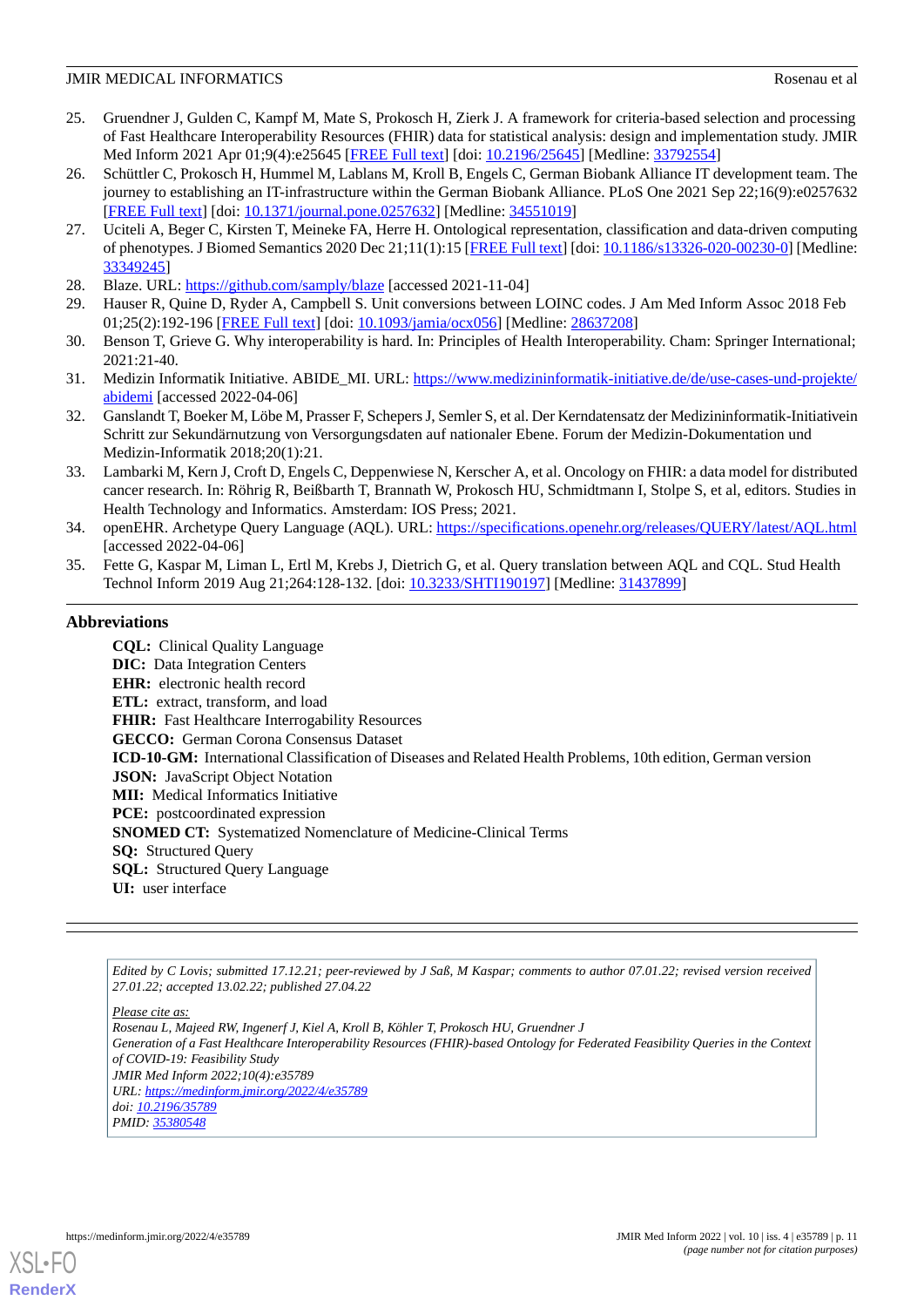25. Gruendner J, Gulden C, Kampf M, Mate S, Prokosch H, Zierk J. A framework for criteria-based selection and processing of Fast Healthcare Interoperability Resources (FHIR) data for statistical analysis: design and implementation study. JMIR Med Inform 2021 Apr 01;9(4):e25645 [FREE Full text] [doi: 10.2196/25645] [Medline: 33792554]
26. Schüttler C, Prokosch H, Hummel M, Lablans M, Kroll B, Engels C, German Biobank Alliance IT development team. The journey to establishing an IT-infrastructure within the German Biobank Alliance. PLoS One 2021 Sep 22;16(9):e0257632 [FREE Full text] [doi: 10.1371/journal.pone.0257632] [Medline: 34551019]
27. Uciteli A, Beger C, Kirsten T, Meineke FA, Herre H. Ontological representation, classification and data-driven computing of phenotypes. J Biomed Semantics 2020 Dec 21;11(1):15 [FREE Full text] [doi: 10.1186/s13326-020-00230-0] [Medline: 33349245]
28. Blaze. URL: https://github.com/samply/blaze [accessed 2021-11-04]
29. Hauser R, Quine D, Ryder A, Campbell S. Unit conversions between LOINC codes. J Am Med Inform Assoc 2018 Feb 01;25(2):192-196 [FREE Full text] [doi: 10.1093/jamia/ocx056] [Medline: 28637208]
30. Benson T, Grieve G. Why interoperability is hard. In: Principles of Health Interoperability. Cham: Springer International; 2021:21-40.
31. Medizin Informatik Initiative. ABIDE_MI. URL: https://www.medizininformatik-initiative.de/de/use-cases-und-projekte/abidemi [accessed 2022-04-06]
32. Ganslandt T, Boeker M, Löbe M, Prasser F, Schepers J, Semler S, et al. Der Kerndatensatz der Medizininformatik-Initiativein Schritt zur Sekundärnutzung von Versorgungsdaten auf nationaler Ebene. Forum der Medizin-Dokumentation und Medizin-Informatik 2018;20(1):21.
33. Lambarki M, Kern J, Croft D, Engels C, Deppenwiese N, Kerscher A, et al. Oncology on FHIR: a data model for distributed cancer research. In: Röhrig R, Beißbarth T, Brannath W, Prokosch HU, Schmidtmann I, Stolpe S, et al, editors. Studies in Health Technology and Informatics. Amsterdam: IOS Press; 2021.
34. openEHR. Archetype Query Language (AQL). URL: https://specifications.openehr.org/releases/QUERY/latest/AQL.html [accessed 2022-04-06]
35. Fette G, Kaspar M, Liman L, Ertl M, Krebs J, Dietrich G, et al. Query translation between AQL and CQL. Stud Health Technol Inform 2019 Aug 21;264:128-132. [doi: 10.3233/SHTI190197] [Medline: 31437899]

## Abbreviations

**CQL:** Clinical Quality Language
**DIC:** Data Integration Centers
**EHR:** electronic health record
**ETL:** extract, transform, and load
**FHIR:** Fast Healthcare Interrogability Resources
**GECCO:** German Corona Consensus Dataset
**ICD-10-GM:** International Classification of Diseases and Related Health Problems, 10th edition, German version
**JSON:** JavaScript Object Notation
**MII:** Medical Informatics Initiative
**PCE:** postcoordinated expression
**SNOMED CT:** Systematized Nomenclature of Medicine-Clinical Terms
**SQ:** Structured Query
**SQL:** Structured Query Language
**UI:** user interface

*Edited by C Lovis; submitted 17.12.21; peer-reviewed by J Saß, M Kaspar; comments to author 07.01.22; revised version received 27.01.22; accepted 13.02.22; published 27.04.22*

*Please cite as:*
*Rosenau L, Majeed RW, Ingenerf J, Kiel A, Kroll B, Köhler T, Prokosch HU, Gruendner J*
*Generation of a Fast Healthcare Interoperability Resources (FHIR)-based Ontology for Federated Feasibility Queries in the Context of COVID-19: Feasibility Study*
*JMIR Med Inform 2022;10(4):e35789*
*URL: https://medinform.jmir.org/2022/4/e35789*
*doi: 10.2196/35789*
*PMID: 35380548*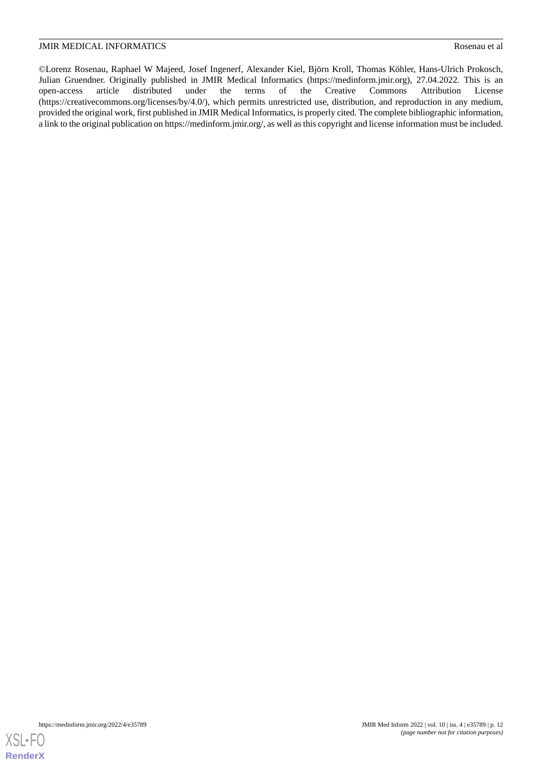©Lorenz Rosenau, Raphael W Majeed, Josef Ingenerf, Alexander Kiel, Björn Kroll, Thomas Köhler, Hans-Ulrich Prokosch, Julian Gruendner. Originally published in JMIR Medical Informatics (https://medinform.jmir.org), 27.04.2022. This is an open-access article distributed under the terms of the Creative Commons Attribution License (https://creativecommons.org/licenses/by/4.0/), which permits unrestricted use, distribution, and reproduction in any medium, provided the original work, first published in JMIR Medical Informatics, is properly cited. The complete bibliographic information, a link to the original publication on https://medinform.jmir.org/, as well as this copyright and license information must be included.